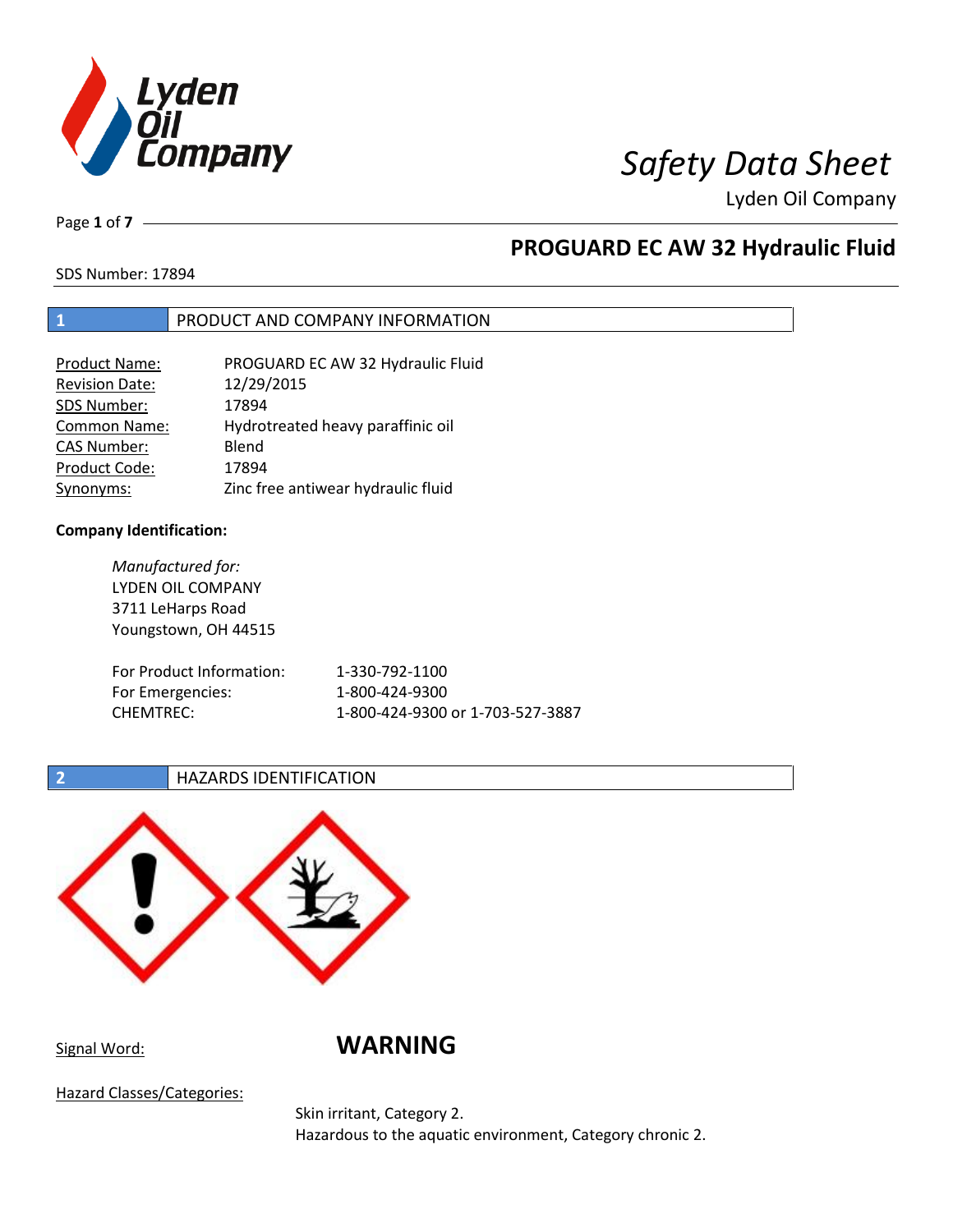# Safety Data Sheet

Lyden Oil Company

## PROGUARD EC AW 32 Hydraulic Fluid

SDS Number: 17894

## 1 PRODUCT AND COMPANY INFORMATION

| | |
|---|---|
| Product Name: | PROGUARD EC AW 32 Hydraulic Fluid |
| Revision Date: | 12/29/2015 |
| SDS Number: | 17894 |
| Common Name: | Hydrotreated heavy paraffinic oil |
| CAS Number: | Blend |
| Product Code: | 17894 |
| Synonyms: | Zinc free antiwear hydraulic fluid |

**Company Identification:**

*Manufactured for:*
LYDEN OIL COMPANY
3711 LeHarps Road
Youngstown, OH 44515

| | |
|---|---|
| For Product Information: | 1-330-792-1100 |
| For Emergencies: | 1-800-424-9300 |
| CHEMTREC: | 1-800-424-9300 or 1-703-527-3887 |

## 2 HAZARDS IDENTIFICATION

Signal Word: **WARNING**

Hazard Classes/Categories:

Skin irritant, Category 2.
Hazardous to the aquatic environment, Category chronic 2.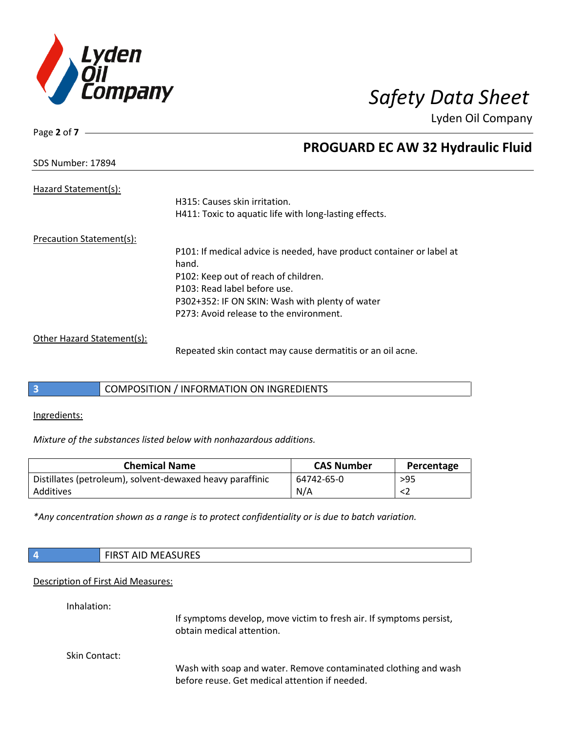Hazard Statement(s):

H315: Causes skin irritation.
H411: Toxic to aquatic life with long-lasting effects.

Precaution Statement(s):

P101: If medical advice is needed, have product container or label at hand.
P102: Keep out of reach of children.
P103: Read label before use.
P302+352: IF ON SKIN: Wash with plenty of water
P273: Avoid release to the environment.

Other Hazard Statement(s):

Repeated skin contact may cause dermatitis or an oil acne.

## 3 COMPOSITION / INFORMATION ON INGREDIENTS

Ingredients:

*Mixture of the substances listed below with nonhazardous additions.*

| Chemical Name | CAS Number | Percentage |
|---|---|---|
| Distillates (petroleum), solvent-dewaxed heavy paraffinic | 64742-65-0 | >95 |
| Additives | N/A | <2 |

*\*Any concentration shown as a range is to protect confidentiality or is due to batch variation.*

## 4 FIRST AID MEASURES

Description of First Aid Measures:

Inhalation:

If symptoms develop, move victim to fresh air. If symptoms persist, obtain medical attention.

Skin Contact:

Wash with soap and water. Remove contaminated clothing and wash before reuse. Get medical attention if needed.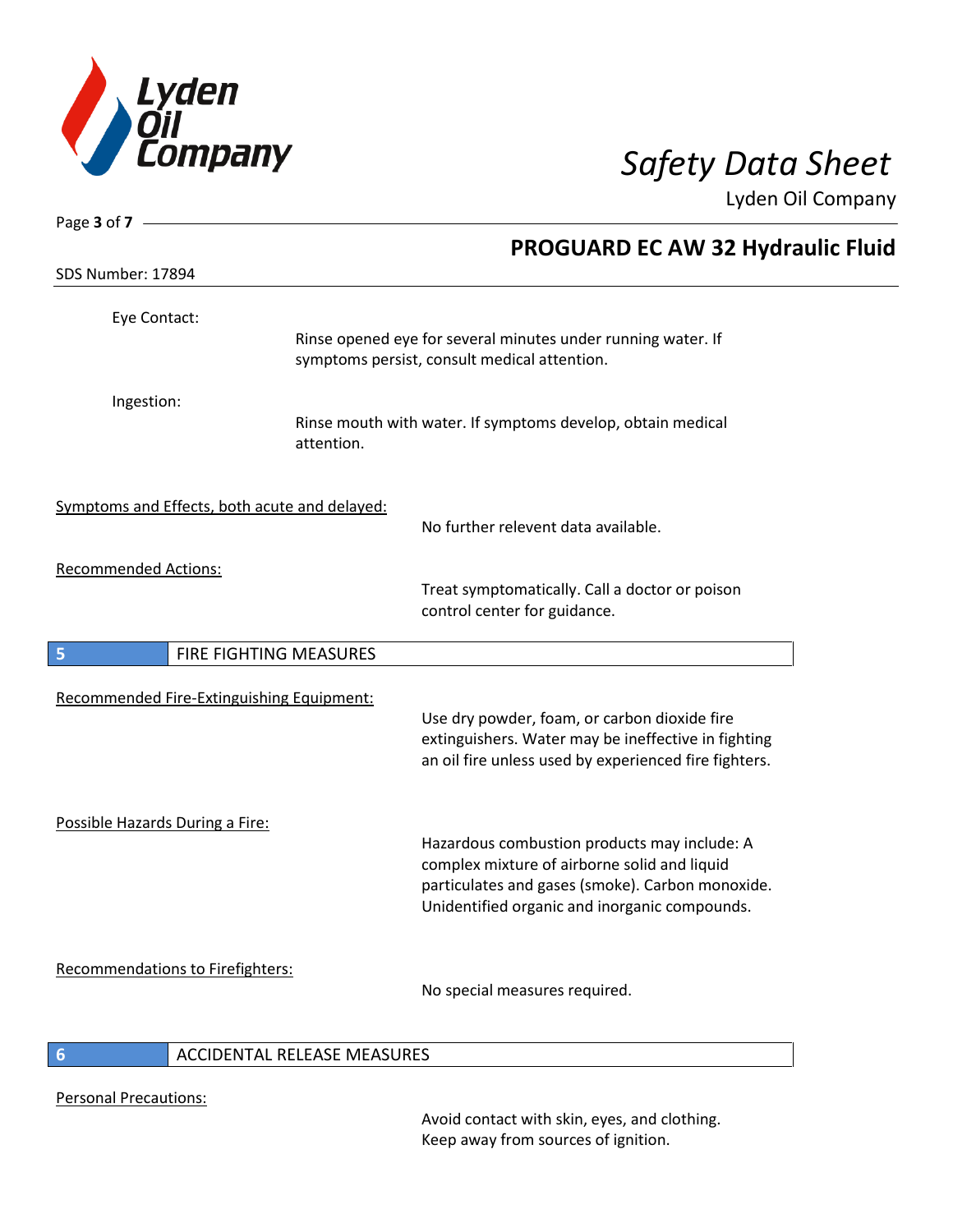Eye Contact:

Rinse opened eye for several minutes under running water. If symptoms persist, consult medical attention.

Ingestion:

Rinse mouth with water. If symptoms develop, obtain medical attention.

Symptoms and Effects, both acute and delayed:

No further relevent data available.

Recommended Actions:

Treat symptomatically. Call a doctor or poison control center for guidance.

## 5 FIRE FIGHTING MEASURES

Recommended Fire-Extinguishing Equipment:

Use dry powder, foam, or carbon dioxide fire extinguishers. Water may be ineffective in fighting an oil fire unless used by experienced fire fighters.

Possible Hazards During a Fire:

Hazardous combustion products may include: A complex mixture of airborne solid and liquid particulates and gases (smoke). Carbon monoxide. Unidentified organic and inorganic compounds.

Recommendations to Firefighters:

No special measures required.

## 6 ACCIDENTAL RELEASE MEASURES

Personal Precautions:

Avoid contact with skin, eyes, and clothing. Keep away from sources of ignition.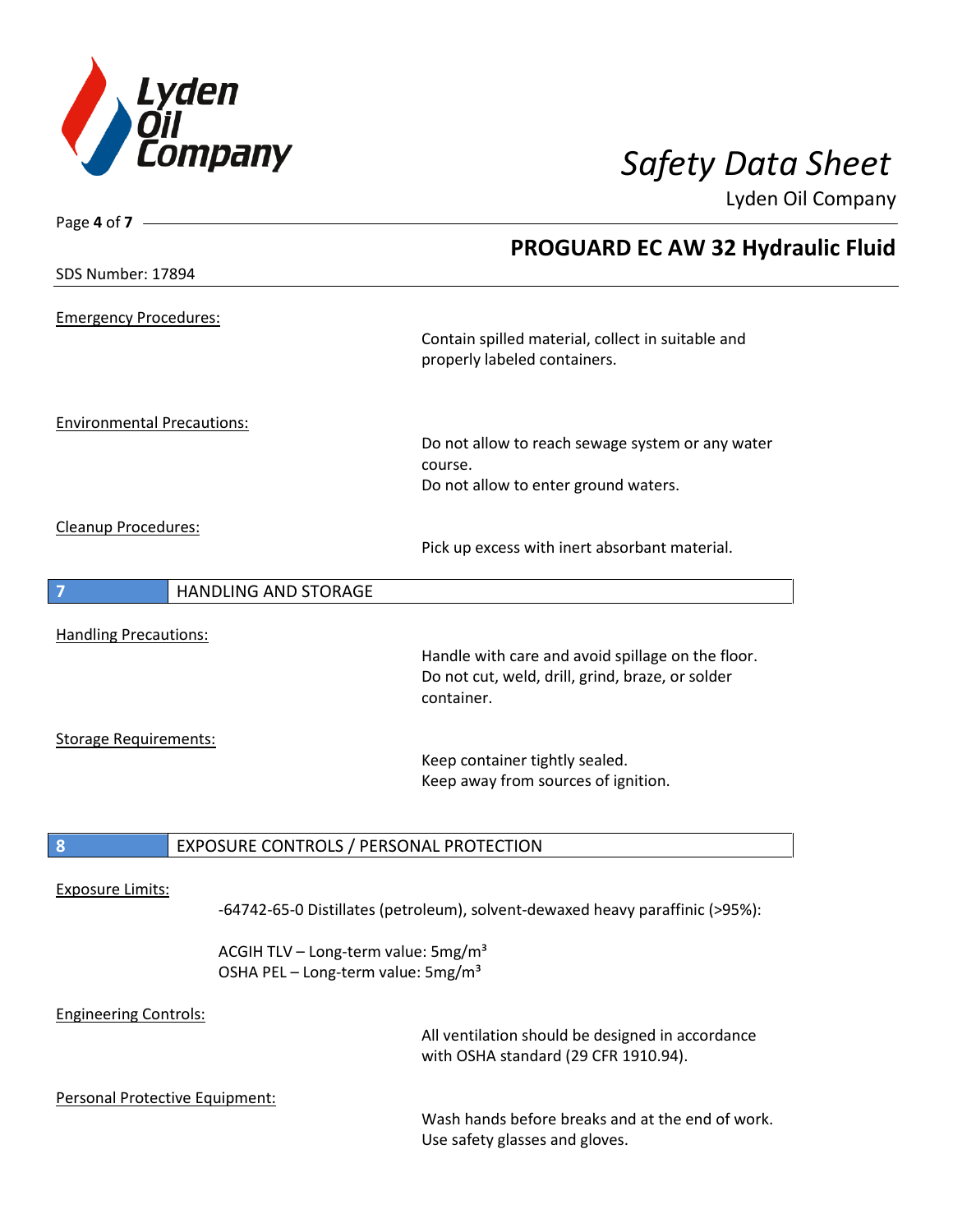SDS Number: 17894

Emergency Procedures:

Contain spilled material, collect in suitable and properly labeled containers.

Environmental Precautions:

Do not allow to reach sewage system or any water course.
Do not allow to enter ground waters.

Cleanup Procedures:

Pick up excess with inert absorbant material.

## 7 HANDLING AND STORAGE

Handling Precautions:

Handle with care and avoid spillage on the floor.
Do not cut, weld, drill, grind, braze, or solder container.

Storage Requirements:

Keep container tightly sealed.
Keep away from sources of ignition.

## 8 EXPOSURE CONTROLS / PERSONAL PROTECTION

Exposure Limits:

-64742-65-0 Distillates (petroleum), solvent-dewaxed heavy paraffinic (>95%):

ACGIH TLV – Long-term value: 5mg/m³
OSHA PEL – Long-term value: 5mg/m³

Engineering Controls:

All ventilation should be designed in accordance with OSHA standard (29 CFR 1910.94).

Personal Protective Equipment:

Wash hands before breaks and at the end of work.
Use safety glasses and gloves.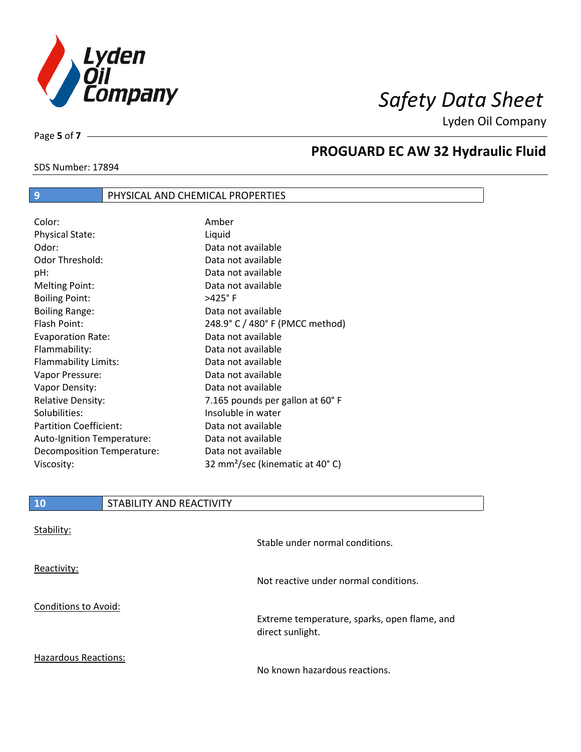## PROGUARD EC AW 32 Hydraulic Fluid

SDS Number: 17894

## 9 PHYSICAL AND CHEMICAL PROPERTIES

| | |
|---|---|
| Color: | Amber |
| Physical State: | Liquid |
| Odor: | Data not available |
| Odor Threshold: | Data not available |
| pH: | Data not available |
| Melting Point: | Data not available |
| Boiling Point: | >425° F |
| Boiling Range: | Data not available |
| Flash Point: | 248.9° C / 480° F (PMCC method) |
| Evaporation Rate: | Data not available |
| Flammability: | Data not available |
| Flammability Limits: | Data not available |
| Vapor Pressure: | Data not available |
| Vapor Density: | Data not available |
| Relative Density: | 7.165 pounds per gallon at 60° F |
| Solubilities: | Insoluble in water |
| Partition Coefficient: | Data not available |
| Auto-Ignition Temperature: | Data not available |
| Decomposition Temperature: | Data not available |
| Viscosity: | 32 $mm^2$/sec (kinematic at 40° C) |

## 10 STABILITY AND REACTIVITY

Stability:

Stable under normal conditions.

Reactivity:

Not reactive under normal conditions.

Conditions to Avoid:

Extreme temperature, sparks, open flame, and direct sunlight.

Hazardous Reactions:

No known hazardous reactions.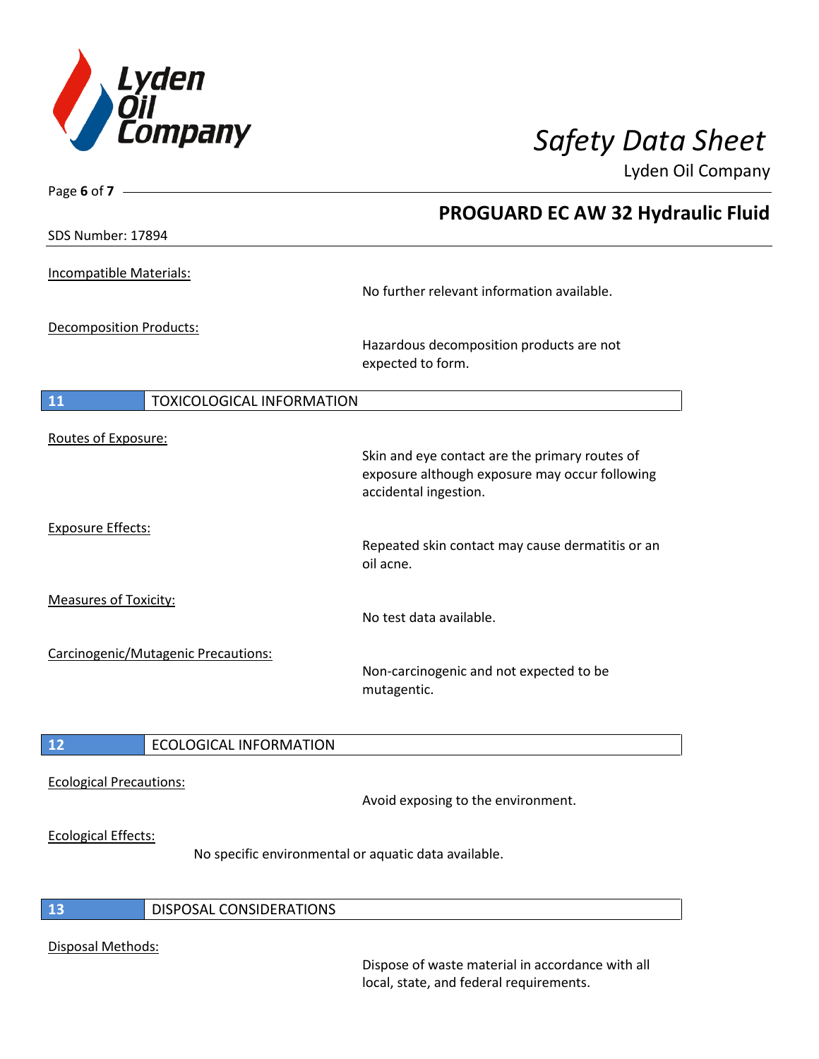Incompatible Materials:

No further relevant information available.

Decomposition Products:

Hazardous decomposition products are not expected to form.

## 11 TOXICOLOGICAL INFORMATION

Routes of Exposure:

Skin and eye contact are the primary routes of exposure although exposure may occur following accidental ingestion.

Exposure Effects:

Repeated skin contact may cause dermatitis or an oil acne.

Measures of Toxicity:

No test data available.

Carcinogenic/Mutagenic Precautions:

Non-carcinogenic and not expected to be mutagentic.

## 12 ECOLOGICAL INFORMATION

Ecological Precautions:

Avoid exposing to the environment.

Ecological Effects:

No specific environmental or aquatic data available.

## 13 DISPOSAL CONSIDERATIONS

Disposal Methods:

Dispose of waste material in accordance with all local, state, and federal requirements.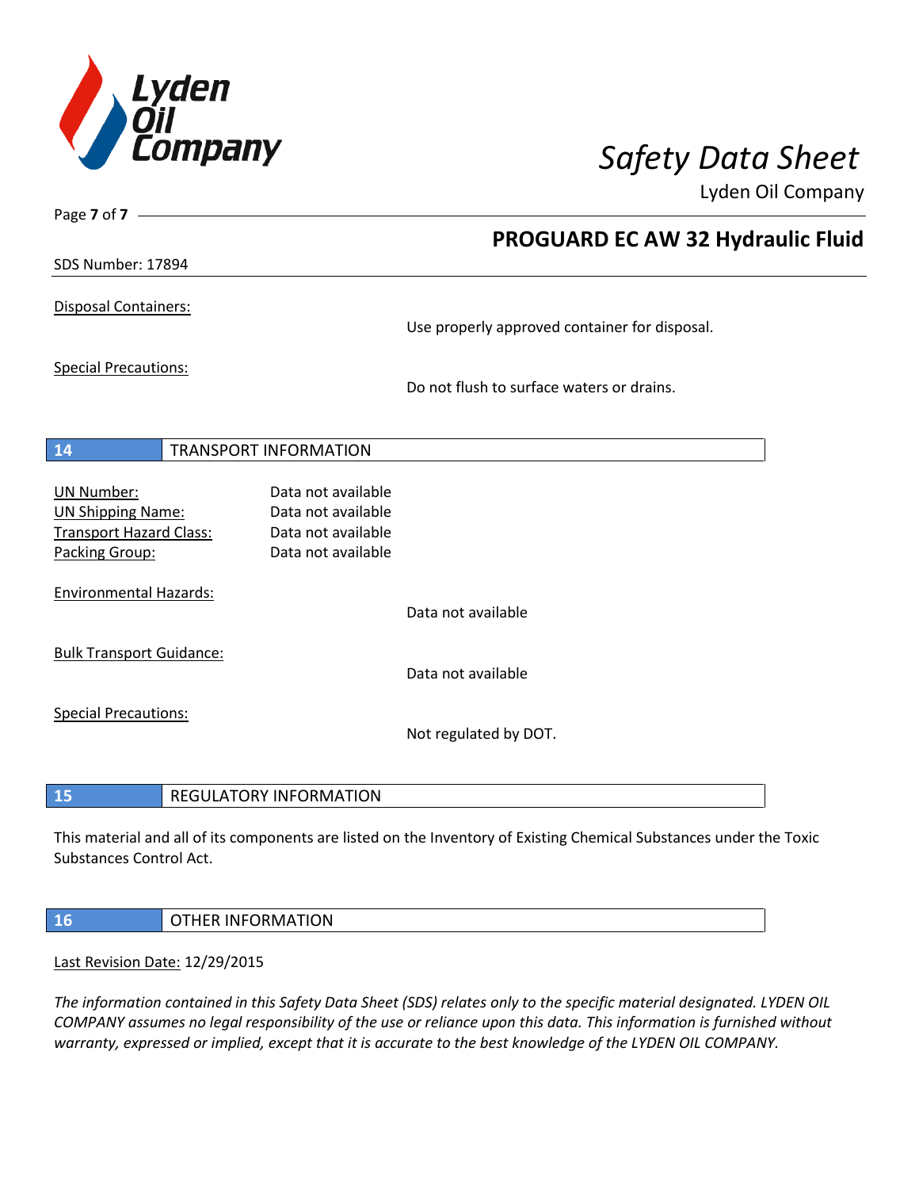Disposal Containers:

Use properly approved container for disposal.

Special Precautions:

Do not flush to surface waters or drains.

## 14 TRANSPORT INFORMATION

| | |
|---|---|
| UN Number: | Data not available |
| UN Shipping Name: | Data not available |
| Transport Hazard Class: | Data not available |
| Packing Group: | Data not available |

Environmental Hazards:

Data not available

Bulk Transport Guidance:

Data not available

Special Precautions:

Not regulated by DOT.

## 15 REGULATORY INFORMATION

This material and all of its components are listed on the Inventory of Existing Chemical Substances under the Toxic Substances Control Act.

## 16 OTHER INFORMATION

Last Revision Date: 12/29/2015

*The information contained in this Safety Data Sheet (SDS) relates only to the specific material designated. LYDEN OIL COMPANY assumes no legal responsibility of the use or reliance upon this data. This information is furnished without warranty, expressed or implied, except that it is accurate to the best knowledge of the LYDEN OIL COMPANY.*